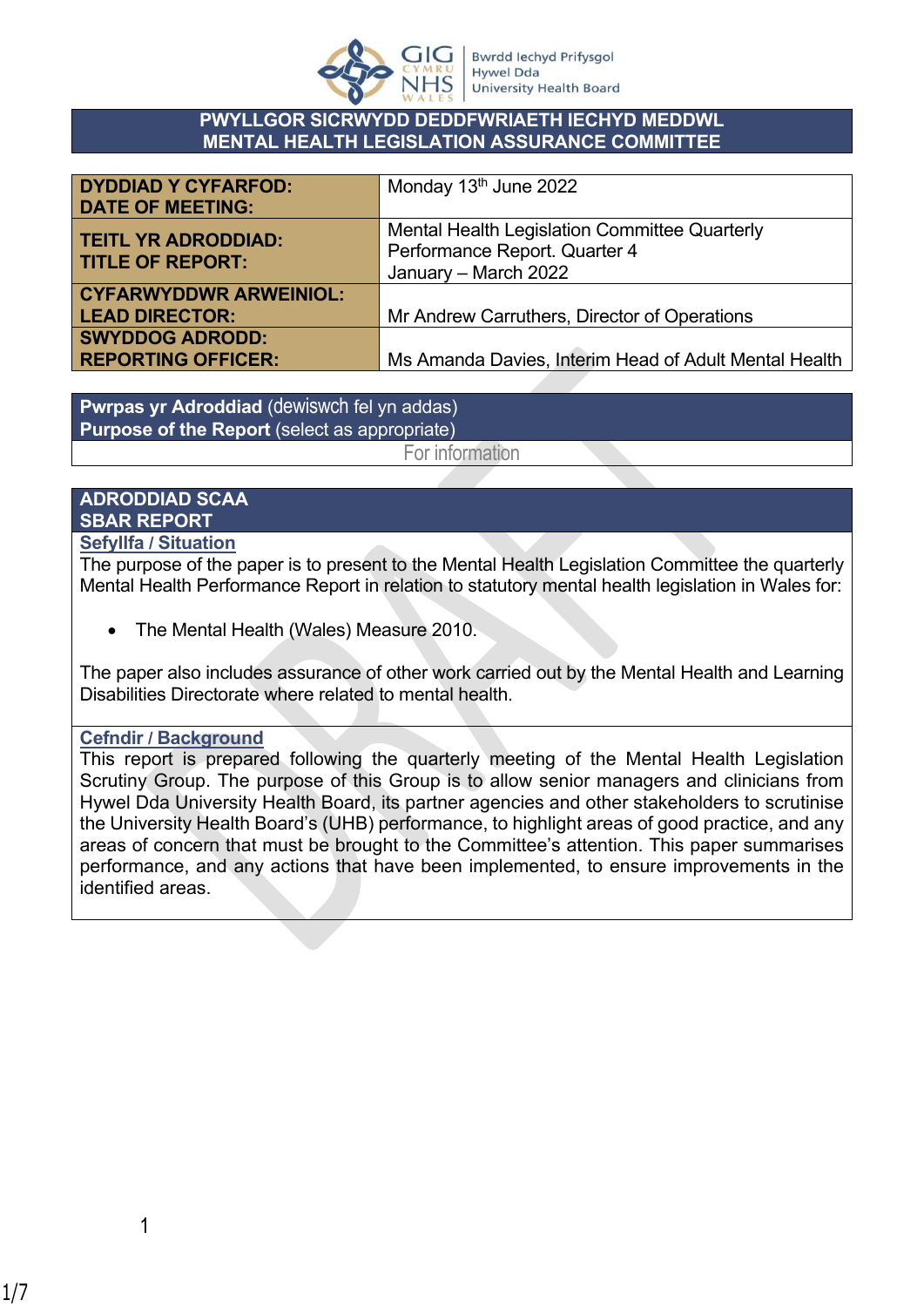Bwrdd Iechyd Prifysgol Hywel Dda University Health Board

# PWYLLGOR SICRWYDD DEDDFWRIAETH IECHYD MEDDWL
# MENTAL HEALTH LEGISLATION ASSURANCE COMMITTEE

| | |
|---|---|
| **DYDDIAD Y CYFARFOD: DATE OF MEETING:** | Monday 13th June 2022 |
| **TEITL YR ADRODDIAD: TITLE OF REPORT:** | Mental Health Legislation Committee Quarterly Performance Report. Quarter 4 January – March 2022 |
| **CYFARWYDDWR ARWEINIOL: LEAD DIRECTOR:** | Mr Andrew Carruthers, Director of Operations |
| **SWYDDOG ADRODD: REPORTING OFFICER:** | Ms Amanda Davies, Interim Head of Adult Mental Health |

| **Pwrpas yr Adroddiad** (dewiswch fel yn addas) **Purpose of the Report** (select as appropriate) |
|---|
| For information |

## ADRODDIAD SCAA
## SBAR REPORT

### Sefyllfa / Situation

The purpose of the paper is to present to the Mental Health Legislation Committee the quarterly Mental Health Performance Report in relation to statutory mental health legislation in Wales for:

- The Mental Health (Wales) Measure 2010.

The paper also includes assurance of other work carried out by the Mental Health and Learning Disabilities Directorate where related to mental health.

### Cefndir / Background

This report is prepared following the quarterly meeting of the Mental Health Legislation Scrutiny Group. The purpose of this Group is to allow senior managers and clinicians from Hywel Dda University Health Board, its partner agencies and other stakeholders to scrutinise the University Health Board's (UHB) performance, to highlight areas of good practice, and any areas of concern that must be brought to the Committee's attention. This paper summarises performance, and any actions that have been implemented, to ensure improvements in the identified areas.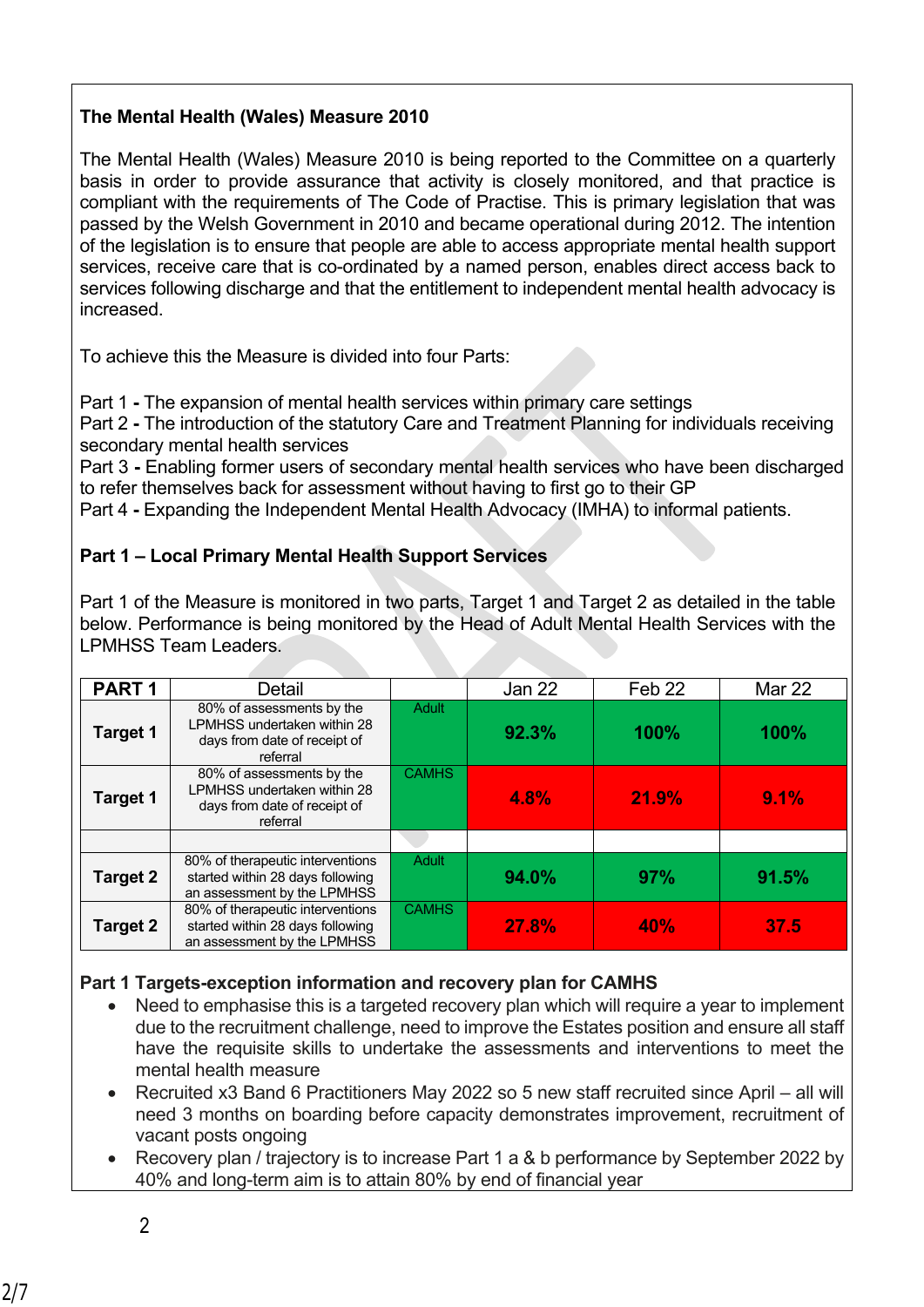**The Mental Health (Wales) Measure 2010**

The Mental Health (Wales) Measure 2010 is being reported to the Committee on a quarterly basis in order to provide assurance that activity is closely monitored, and that practice is compliant with the requirements of The Code of Practise. This is primary legislation that was passed by the Welsh Government in 2010 and became operational during 2012. The intention of the legislation is to ensure that people are able to access appropriate mental health support services, receive care that is co-ordinated by a named person, enables direct access back to services following discharge and that the entitlement to independent mental health advocacy is increased.

To achieve this the Measure is divided into four Parts:

Part 1 **-** The expansion of mental health services within primary care settings
Part 2 **-** The introduction of the statutory Care and Treatment Planning for individuals receiving secondary mental health services
Part 3 **-** Enabling former users of secondary mental health services who have been discharged to refer themselves back for assessment without having to first go to their GP
Part 4 **-** Expanding the Independent Mental Health Advocacy (IMHA) to informal patients.

**Part 1 – Local Primary Mental Health Support Services**

Part 1 of the Measure is monitored in two parts, Target 1 and Target 2 as detailed in the table below. Performance is being monitored by the Head of Adult Mental Health Services with the LPMHSS Team Leaders.

| PART 1 | Detail | | Jan 22 | Feb 22 | Mar 22 |
|---|---|---|---|---|---|
| **Target 1** | 80% of assessments by the LPMHSS undertaken within 28 days from date of receipt of referral | Adult | **92.3%** | **100%** | **100%** |
| **Target 1** | 80% of assessments by the LPMHSS undertaken within 28 days from date of receipt of referral | CAMHS | **4.8%** | **21.9%** | **9.1%** |
| | | | | | |
| **Target 2** | 80% of therapeutic interventions started within 28 days following an assessment by the LPMHSS | Adult | **94.0%** | **97%** | **91.5%** |
| **Target 2** | 80% of therapeutic interventions started within 28 days following an assessment by the LPMHSS | CAMHS | **27.8%** | **40%** | **37.5** |

**Part 1 Targets-exception information and recovery plan for CAMHS**

- Need to emphasise this is a targeted recovery plan which will require a year to implement due to the recruitment challenge, need to improve the Estates position and ensure all staff have the requisite skills to undertake the assessments and interventions to meet the mental health measure
- Recruited x3 Band 6 Practitioners May 2022 so 5 new staff recruited since April – all will need 3 months on boarding before capacity demonstrates improvement, recruitment of vacant posts ongoing
- Recovery plan / trajectory is to increase Part 1 a & b performance by September 2022 by 40% and long-term aim is to attain 80% by end of financial year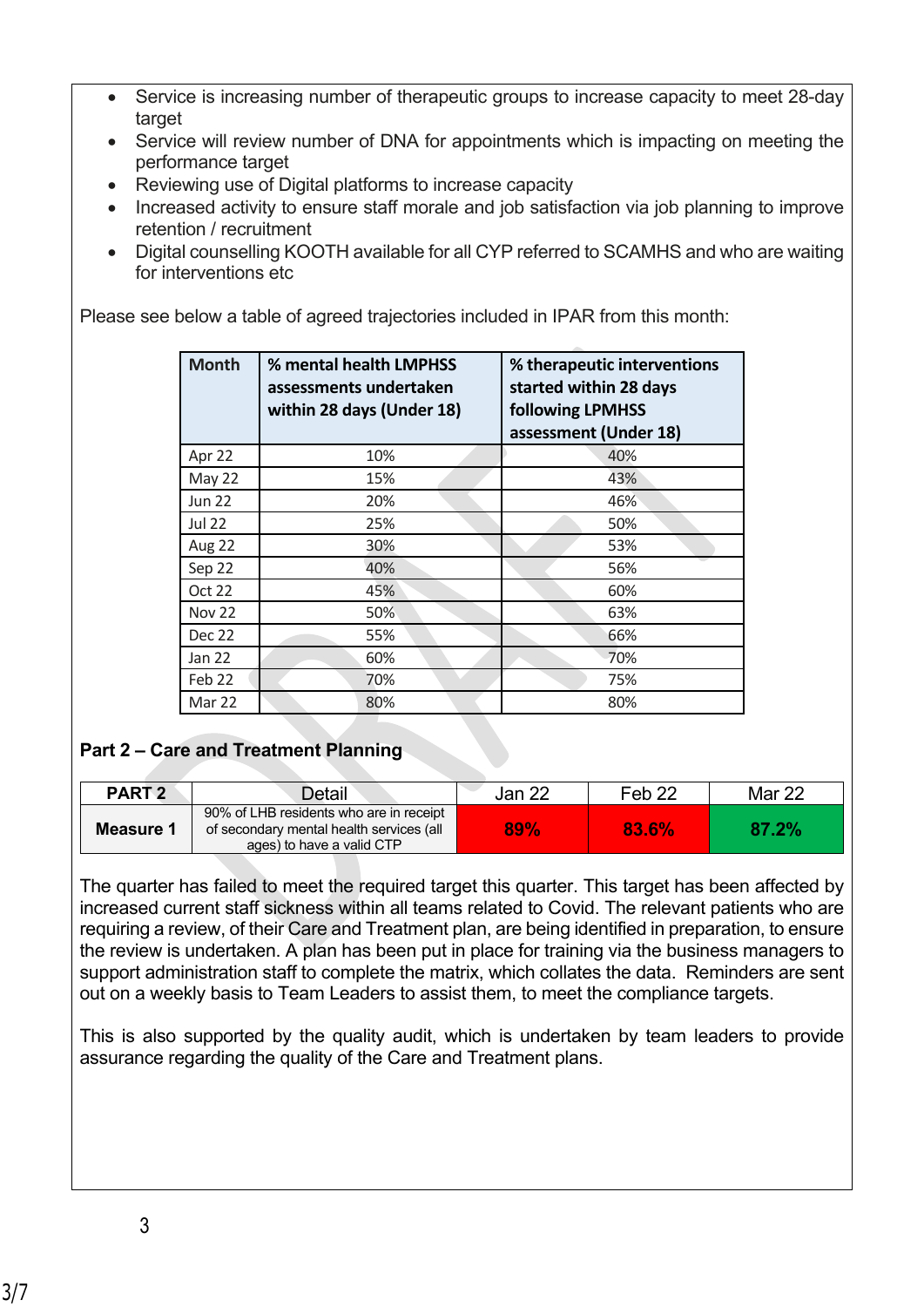- Service is increasing number of therapeutic groups to increase capacity to meet 28-day target
- Service will review number of DNA for appointments which is impacting on meeting the performance target
- Reviewing use of Digital platforms to increase capacity
- Increased activity to ensure staff morale and job satisfaction via job planning to improve retention / recruitment
- Digital counselling KOOTH available for all CYP referred to SCAMHS and who are waiting for interventions etc

Please see below a table of agreed trajectories included in IPAR from this month:

| Month | % mental health LMPHSS assessments undertaken within 28 days (Under 18) | % therapeutic interventions started within 28 days following LPMHSS assessment (Under 18) |
|---|---|---|
| Apr 22 | 10% | 40% |
| May 22 | 15% | 43% |
| Jun 22 | 20% | 46% |
| Jul 22 | 25% | 50% |
| Aug 22 | 30% | 53% |
| Sep 22 | 40% | 56% |
| Oct 22 | 45% | 60% |
| Nov 22 | 50% | 63% |
| Dec 22 | 55% | 66% |
| Jan 22 | 60% | 70% |
| Feb 22 | 70% | 75% |
| Mar 22 | 80% | 80% |

**Part 2 – Care and Treatment Planning**

| PART 2 | Detail | Jan 22 | Feb 22 | Mar 22 |
|---|---|---|---|---|
| **Measure 1** | 90% of LHB residents who are in receipt of secondary mental health services (all ages) to have a valid CTP | **89%** | **83.6%** | **87.2%** |

The quarter has failed to meet the required target this quarter. This target has been affected by increased current staff sickness within all teams related to Covid. The relevant patients who are requiring a review, of their Care and Treatment plan, are being identified in preparation, to ensure the review is undertaken. A plan has been put in place for training via the business managers to support administration staff to complete the matrix, which collates the data. Reminders are sent out on a weekly basis to Team Leaders to assist them, to meet the compliance targets.

This is also supported by the quality audit, which is undertaken by team leaders to provide assurance regarding the quality of the Care and Treatment plans.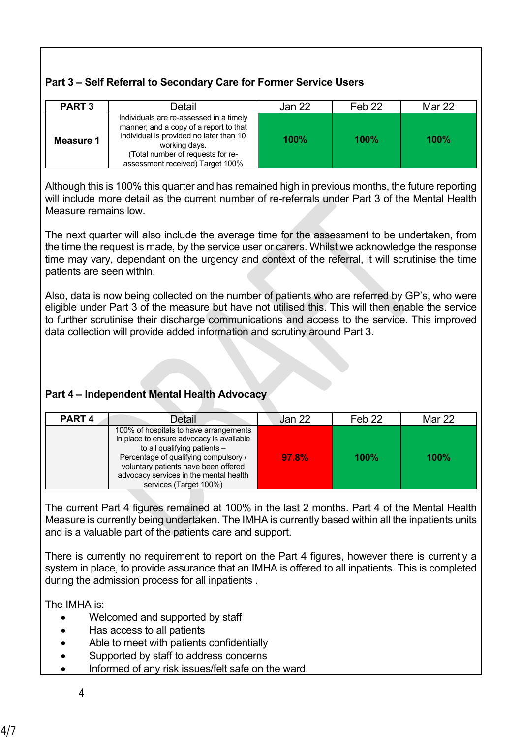### Part 3 – Self Referral to Secondary Care for Former Service Users

| PART 3 | Detail | Jan 22 | Feb 22 | Mar 22 |
|---|---|---|---|---|
| **Measure 1** | Individuals are re-assessed in a timely manner; and a copy of a report to that individual is provided no later than 10 working days. (Total number of requests for re-assessment received) Target 100% | **100%** | **100%** | **100%** |

Although this is 100% this quarter and has remained high in previous months, the future reporting will include more detail as the current number of re-referrals under Part 3 of the Mental Health Measure remains low.

The next quarter will also include the average time for the assessment to be undertaken, from the time the request is made, by the service user or carers. Whilst we acknowledge the response time may vary, dependant on the urgency and context of the referral, it will scrutinise the time patients are seen within.

Also, data is now being collected on the number of patients who are referred by GP's, who were eligible under Part 3 of the measure but have not utilised this. This will then enable the service to further scrutinise their discharge communications and access to the service. This improved data collection will provide added information and scrutiny around Part 3.

### Part 4 – Independent Mental Health Advocacy

| PART 4 | Detail | Jan 22 | Feb 22 | Mar 22 |
|---|---|---|---|---|
| | 100% of hospitals to have arrangements in place to ensure advocacy is available to all qualifying patients – Percentage of qualifying compulsory / voluntary patients have been offered advocacy services in the mental health services (Target 100%) | **97.8%** | **100%** | **100%** |

The current Part 4 figures remained at 100% in the last 2 months. Part 4 of the Mental Health Measure is currently being undertaken. The IMHA is currently based within all the inpatients units and is a valuable part of the patients care and support.

There is currently no requirement to report on the Part 4 figures, however there is currently a system in place, to provide assurance that an IMHA is offered to all inpatients. This is completed during the admission process for all inpatients .

The IMHA is:

- Welcomed and supported by staff
- Has access to all patients
- Able to meet with patients confidentially
- Supported by staff to address concerns
- Informed of any risk issues/felt safe on the ward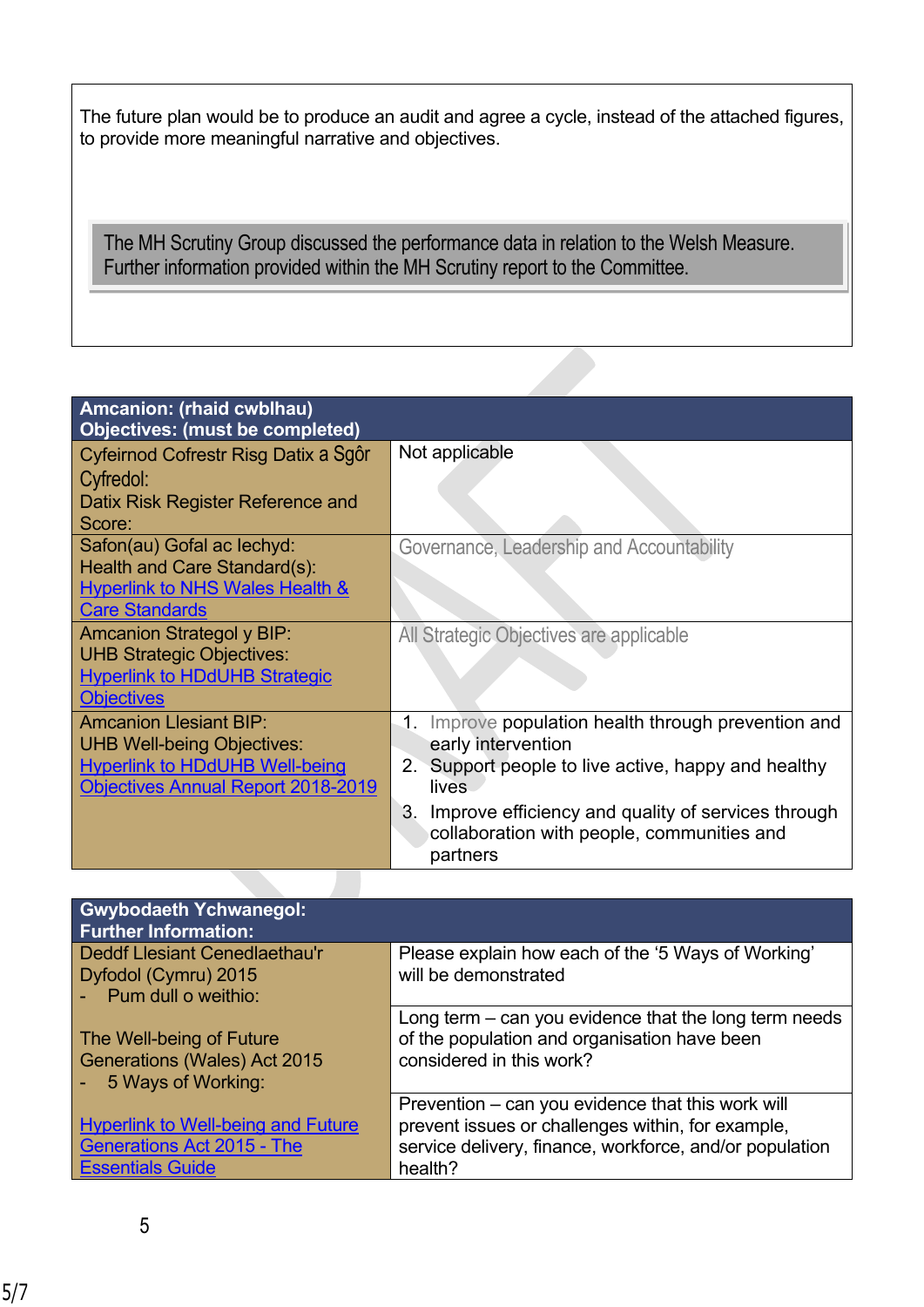The future plan would be to produce an audit and agree a cycle, instead of the attached figures, to provide more meaningful narrative and objectives.

> The MH Scrutiny Group discussed the performance data in relation to the Welsh Measure. Further information provided within the MH Scrutiny report to the Committee.

| **Amcanion: (rhaid cwblhau)<br>Objectives: (must be completed)** | |
|---|---|
| Cyfeirnod Cofrestr Risg Datix a Sgôr Cyfredol:<br>Datix Risk Register Reference and Score: | Not applicable |
| Safon(au) Gofal ac Iechyd:<br>Health and Care Standard(s):<br>[Hyperlink to NHS Wales Health & Care Standards] | Governance, Leadership and Accountability |
| Amcanion Strategol y BIP:<br>UHB Strategic Objectives:<br>[Hyperlink to HDdUHB Strategic Objectives] | All Strategic Objectives are applicable |
| Amcanion Llesiant BIP:<br>UHB Well-being Objectives:<br>[Hyperlink to HDdUHB Well-being Objectives Annual Report 2018-2019] | 1. Improve population health through prevention and early intervention<br>2. Support people to live active, happy and healthy lives<br>3. Improve efficiency and quality of services through collaboration with people, communities and partners |

| **Gwybodaeth Ychwanegol:<br>Further Information:** | |
|---|---|
| Deddf Llesiant Cenedlaethau'r Dyfodol (Cymru) 2015<br>- Pum dull o weithio:<br><br>The Well-being of Future Generations (Wales) Act 2015<br>- 5 Ways of Working:<br><br>[Hyperlink to Well-being and Future Generations Act 2015 - The Essentials Guide] | Please explain how each of the '5 Ways of Working' will be demonstrated |
| | Long term – can you evidence that the long term needs of the population and organisation have been considered in this work? |
| | Prevention – can you evidence that this work will prevent issues or challenges within, for example, service delivery, finance, workforce, and/or population health? |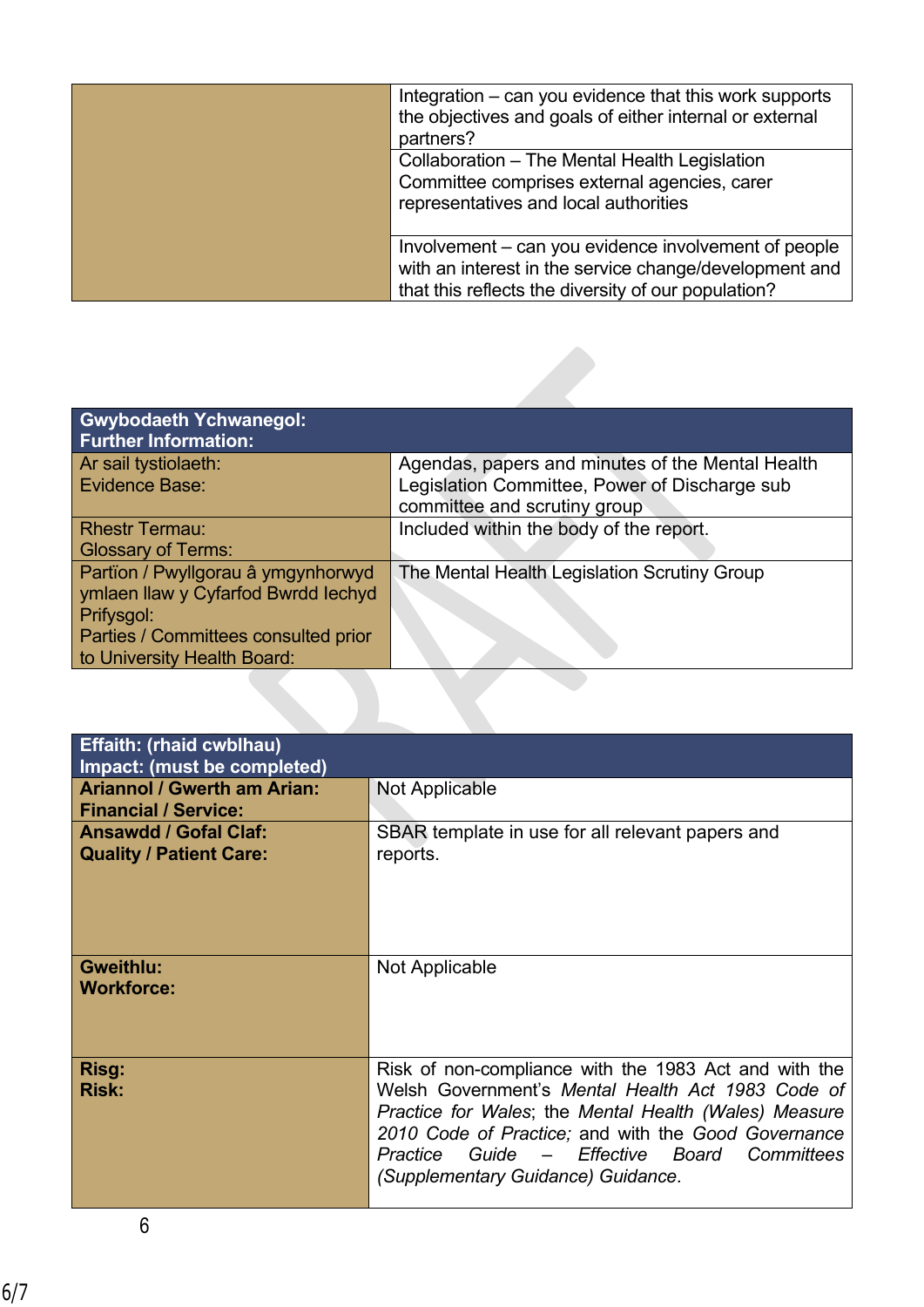| | |
|---|---|
| | Integration – can you evidence that this work supports the objectives and goals of either internal or external partners? |
| | Collaboration – The Mental Health Legislation Committee comprises external agencies, carer representatives and local authorities |
| | Involvement – can you evidence involvement of people with an interest in the service change/development and that this reflects the diversity of our population? |

| **Gwybodaeth Ychwanegol: Further Information:** | |
|---|---|
| Ar sail tystiolaeth: Evidence Base: | Agendas, papers and minutes of the Mental Health Legislation Committee, Power of Discharge sub committee and scrutiny group |
| Rhestr Termau: Glossary of Terms: | Included within the body of the report. |
| Partïon / Pwyllgorau â ymgynhorwyd ymlaen llaw y Cyfarfod Bwrdd Iechyd Prifysgol: Parties / Committees consulted prior to University Health Board: | The Mental Health Legislation Scrutiny Group |

| **Effaith: (rhaid cwblhau) Impact: (must be completed)** | |
|---|---|
| **Ariannol / Gwerth am Arian: Financial / Service:** | Not Applicable |
| **Ansawdd / Gofal Claf: Quality / Patient Care:** | SBAR template in use for all relevant papers and reports. |
| **Gweithlu: Workforce:** | Not Applicable |
| **Risg: Risk:** | Risk of non-compliance with the 1983 Act and with the Welsh Government's *Mental Health Act 1983 Code of Practice for Wales*; the *Mental Health (Wales) Measure 2010 Code of Practice;* and with the *Good Governance Practice Guide – Effective Board Committees (Supplementary Guidance) Guidance*. |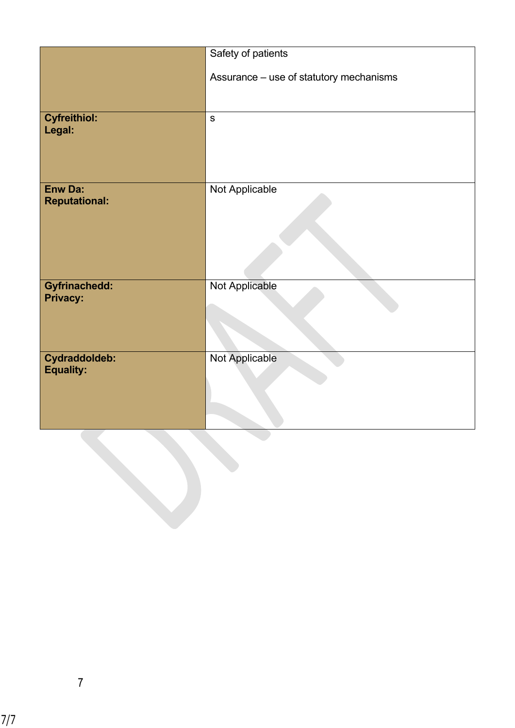| | |
|---|---|
| | Safety of patients<br><br>Assurance – use of statutory mechanisms |
| **Cyfreithiol:**<br>**Legal:** | s |
| **Enw Da:**<br>**Reputational:** | Not Applicable |
| **Gyfrinachedd:**<br>**Privacy:** | Not Applicable |
| **Cydraddoldeb:**<br>**Equality:** | Not Applicable |